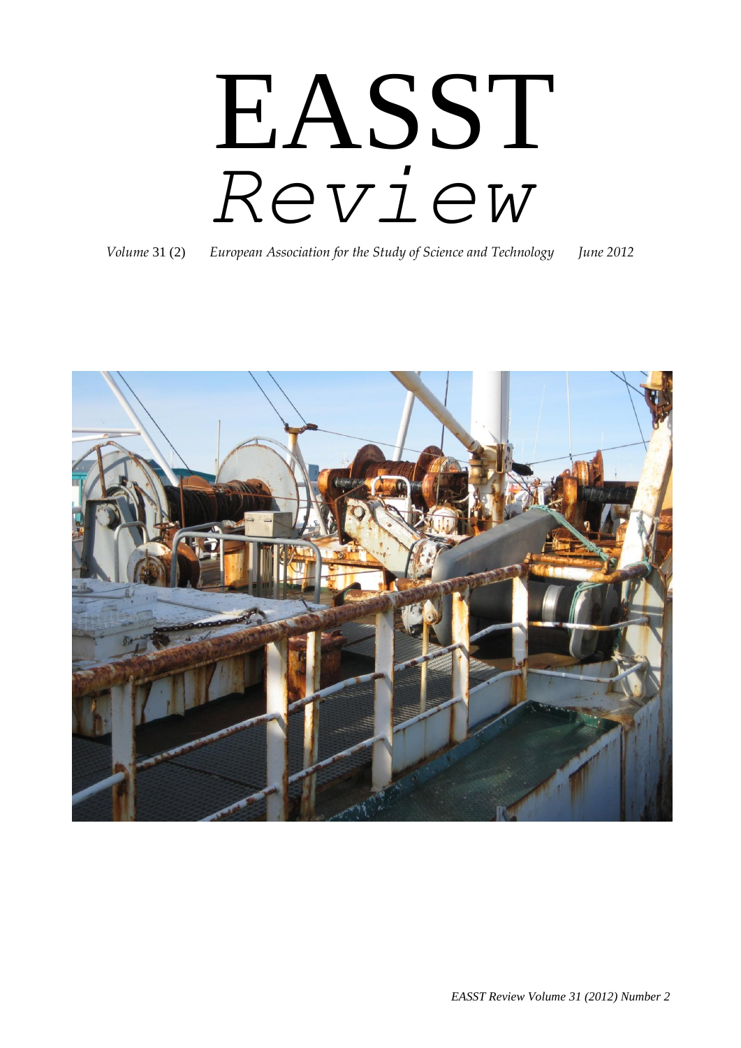# EASST
## *Review*

*Volume* 31 (2) *European Association for the Study of Science and Technology* *June 2012*

*EASST Review Volume 31 (2012) Number 2*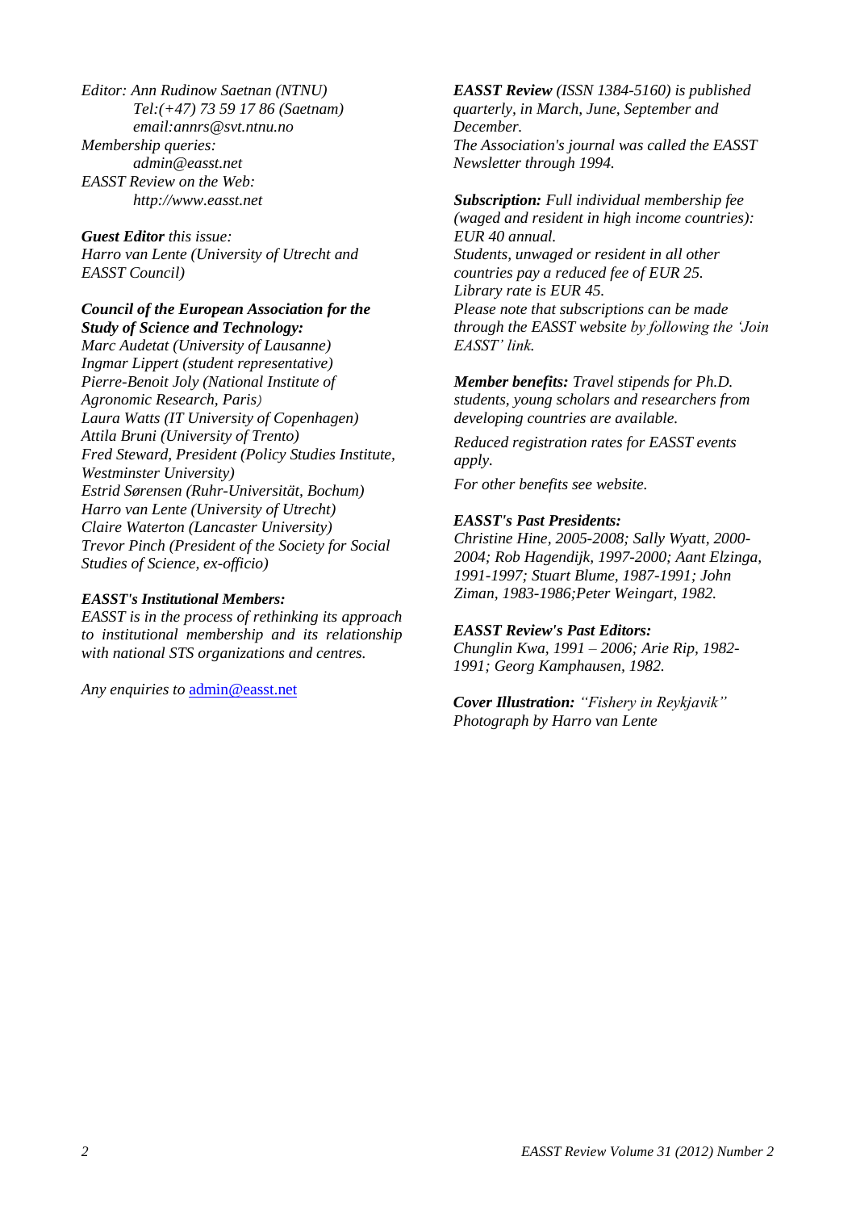*Editor: Ann Rudinow Saetnan (NTNU)*
*Tel:(+47) 73 59 17 86 (Saetnam)*
*email:annrs@svt.ntnu.no*
*Membership queries:*
*admin@easst.net*
*EASST Review on the Web:*
*http://www.easst.net*

***Guest Editor*** *this issue:*
*Harro van Lente (University of Utrecht and EASST Council)*

***Council of the European Association for the Study of Science and Technology:***
*Marc Audetat (University of Lausanne)*
*Ingmar Lippert (student representative)*
*Pierre-Benoit Joly (National Institute of Agronomic Research, Paris)*
*Laura Watts (IT University of Copenhagen)*
*Attila Bruni (University of Trento)*
*Fred Steward, President (Policy Studies Institute, Westminster University)*
*Estrid Sørensen (Ruhr-Universität, Bochum)*
*Harro van Lente (University of Utrecht)*
*Claire Waterton (Lancaster University)*
*Trevor Pinch (President of the Society for Social Studies of Science, ex-officio)*

***EASST's Institutional Members:***
*EASST is in the process of rethinking its approach to institutional membership and its relationship with national STS organizations and centres.*

*Any enquiries to* admin@easst.net

***EASST Review*** *(ISSN 1384-5160) is published quarterly, in March, June, September and December.*
*The Association's journal was called the EASST Newsletter through 1994.*

***Subscription:*** *Full individual membership fee (waged and resident in high income countries): EUR 40 annual.*
*Students, unwaged or resident in all other countries pay a reduced fee of EUR 25.*
*Library rate is EUR 45.*
*Please note that subscriptions can be made through the EASST website by following the 'Join EASST' link.*

***Member benefits:*** *Travel stipends for Ph.D. students, young scholars and researchers from developing countries are available.*

*Reduced registration rates for EASST events apply.*

*For other benefits see website.*

***EASST's Past Presidents:***
*Christine Hine, 2005-2008; Sally Wyatt, 2000-2004; Rob Hagendijk, 1997-2000; Aant Elzinga, 1991-1997; Stuart Blume, 1987-1991; John Ziman, 1983-1986;Peter Weingart, 1982.*

***EASST Review's Past Editors:***
*Chunglin Kwa, 1991 – 2006; Arie Rip, 1982-1991; Georg Kamphausen, 1982.*

***Cover Illustration:*** *"Fishery in Reykjavik" Photograph by Harro van Lente*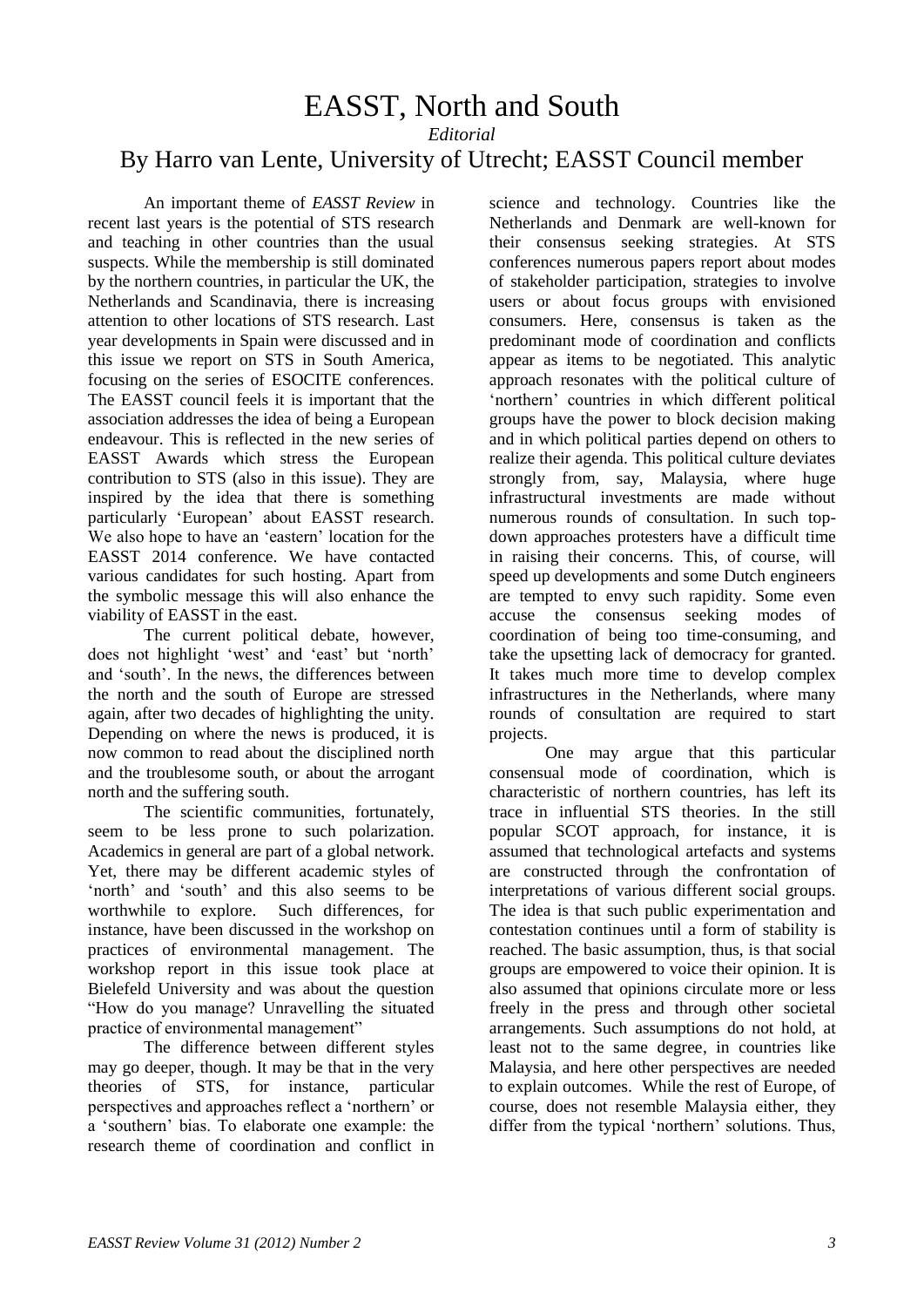# EASST, North and South

*Editorial*

## By Harro van Lente, University of Utrecht; EASST Council member

An important theme of *EASST Review* in recent last years is the potential of STS research and teaching in other countries than the usual suspects. While the membership is still dominated by the northern countries, in particular the UK, the Netherlands and Scandinavia, there is increasing attention to other locations of STS research. Last year developments in Spain were discussed and in this issue we report on STS in South America, focusing on the series of ESOCITE conferences. The EASST council feels it is important that the association addresses the idea of being a European endeavour. This is reflected in the new series of EASST Awards which stress the European contribution to STS (also in this issue). They are inspired by the idea that there is something particularly 'European' about EASST research. We also hope to have an 'eastern' location for the EASST 2014 conference. We have contacted various candidates for such hosting. Apart from the symbolic message this will also enhance the viability of EASST in the east.

The current political debate, however, does not highlight 'west' and 'east' but 'north' and 'south'. In the news, the differences between the north and the south of Europe are stressed again, after two decades of highlighting the unity. Depending on where the news is produced, it is now common to read about the disciplined north and the troublesome south, or about the arrogant north and the suffering south.

The scientific communities, fortunately, seem to be less prone to such polarization. Academics in general are part of a global network. Yet, there may be different academic styles of 'north' and 'south' and this also seems to be worthwhile to explore. Such differences, for instance, have been discussed in the workshop on practices of environmental management. The workshop report in this issue took place at Bielefeld University and was about the question "How do you manage? Unravelling the situated practice of environmental management"

The difference between different styles may go deeper, though. It may be that in the very theories of STS, for instance, particular perspectives and approaches reflect a 'northern' or a 'southern' bias. To elaborate one example: the research theme of coordination and conflict in science and technology. Countries like the Netherlands and Denmark are well-known for their consensus seeking strategies. At STS conferences numerous papers report about modes of stakeholder participation, strategies to involve users or about focus groups with envisioned consumers. Here, consensus is taken as the predominant mode of coordination and conflicts appear as items to be negotiated. This analytic approach resonates with the political culture of 'northern' countries in which different political groups have the power to block decision making and in which political parties depend on others to realize their agenda. This political culture deviates strongly from, say, Malaysia, where huge infrastructural investments are made without numerous rounds of consultation. In such top-down approaches protesters have a difficult time in raising their concerns. This, of course, will speed up developments and some Dutch engineers are tempted to envy such rapidity. Some even accuse the consensus seeking modes of coordination of being too time-consuming, and take the upsetting lack of democracy for granted. It takes much more time to develop complex infrastructures in the Netherlands, where many rounds of consultation are required to start projects.

One may argue that this particular consensual mode of coordination, which is characteristic of northern countries, has left its trace in influential STS theories. In the still popular SCOT approach, for instance, it is assumed that technological artefacts and systems are constructed through the confrontation of interpretations of various different social groups. The idea is that such public experimentation and contestation continues until a form of stability is reached. The basic assumption, thus, is that social groups are empowered to voice their opinion. It is also assumed that opinions circulate more or less freely in the press and through other societal arrangements. Such assumptions do not hold, at least not to the same degree, in countries like Malaysia, and here other perspectives are needed to explain outcomes. While the rest of Europe, of course, does not resemble Malaysia either, they differ from the typical 'northern' solutions. Thus,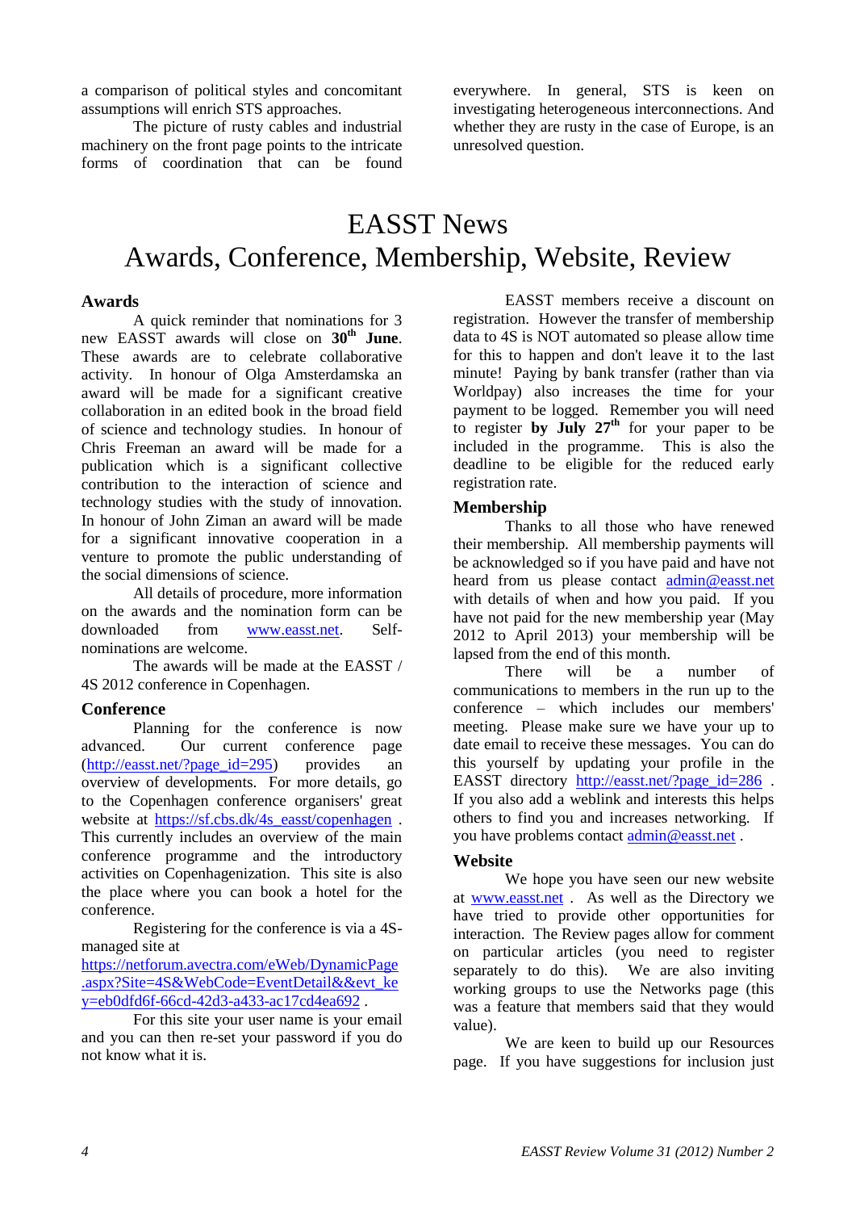a comparison of political styles and concomitant assumptions will enrich STS approaches.

The picture of rusty cables and industrial machinery on the front page points to the intricate forms of coordination that can be found everywhere. In general, STS is keen on investigating heterogeneous interconnections. And whether they are rusty in the case of Europe, is an unresolved question.

# EASST News
# Awards, Conference, Membership, Website, Review

### Awards

A quick reminder that nominations for 3 new EASST awards will close on **30th June**. These awards are to celebrate collaborative activity. In honour of Olga Amsterdamska an award will be made for a significant creative collaboration in an edited book in the broad field of science and technology studies. In honour of Chris Freeman an award will be made for a publication which is a significant collective contribution to the interaction of science and technology studies with the study of innovation. In honour of John Ziman an award will be made for a significant innovative cooperation in a venture to promote the public understanding of the social dimensions of science.

All details of procedure, more information on the awards and the nomination form can be downloaded from www.easst.net. Self-nominations are welcome.

The awards will be made at the EASST / 4S 2012 conference in Copenhagen.

### Conference

Planning for the conference is now advanced. Our current conference page (http://easst.net/?page_id=295) provides an overview of developments. For more details, go to the Copenhagen conference organisers' great website at https://sf.cbs.dk/4s_easst/copenhagen . This currently includes an overview of the main conference programme and the introductory activities on Copenhagenization. This site is also the place where you can book a hotel for the conference.

Registering for the conference is via a 4S-managed site at https://netforum.avectra.com/eWeb/DynamicPage.aspx?Site=4S&WebCode=EventDetail&&evt_key=eb0dfd6f-66cd-42d3-a433-ac17cd4ea692 .

For this site your user name is your email and you can then re-set your password if you do not know what it is.

EASST members receive a discount on registration. However the transfer of membership data to 4S is NOT automated so please allow time for this to happen and don't leave it to the last minute! Paying by bank transfer (rather than via Worldpay) also increases the time for your payment to be logged. Remember you will need to register **by July 27th** for your paper to be included in the programme. This is also the deadline to be eligible for the reduced early registration rate.

### Membership

Thanks to all those who have renewed their membership. All membership payments will be acknowledged so if you have paid and have not heard from us please contact admin@easst.net with details of when and how you paid. If you have not paid for the new membership year (May 2012 to April 2013) your membership will be lapsed from the end of this month.

There will be a number of communications to members in the run up to the conference – which includes our members' meeting. Please make sure we have your up to date email to receive these messages. You can do this yourself by updating your profile in the EASST directory http://easst.net/?page_id=286 . If you also add a weblink and interests this helps others to find you and increases networking. If you have problems contact admin@easst.net .

### Website

We hope you have seen our new website at www.easst.net . As well as the Directory we have tried to provide other opportunities for interaction. The Review pages allow for comment on particular articles (you need to register separately to do this). We are also inviting working groups to use the Networks page (this was a feature that members said that they would value).

We are keen to build up our Resources page. If you have suggestions for inclusion just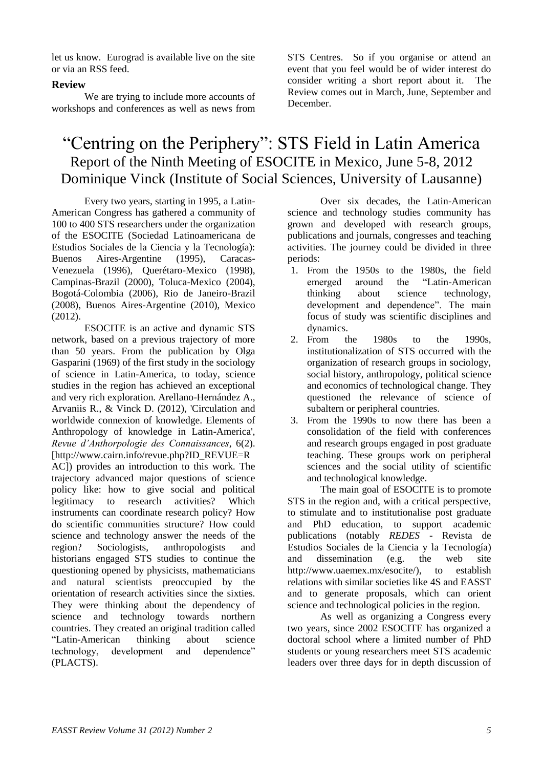let us know. Eurograd is available live on the site or via an RSS feed.

### Review

We are trying to include more accounts of workshops and conferences as well as news from STS Centres. So if you organise or attend an event that you feel would be of wider interest do consider writing a short report about it. The Review comes out in March, June, September and December.

# "Centring on the Periphery": STS Field in Latin America

## Report of the Ninth Meeting of ESOCITE in Mexico, June 5-8, 2012

## Dominique Vinck (Institute of Social Sciences, University of Lausanne)

Every two years, starting in 1995, a Latin-American Congress has gathered a community of 100 to 400 STS researchers under the organization of the ESOCITE (Sociedad Latinoamericana de Estudios Sociales de la Ciencia y la Tecnología): Buenos Aires-Argentine (1995), Caracas-Venezuela (1996), Querétaro-Mexico (1998), Campinas-Brazil (2000), Toluca-Mexico (2004), Bogotá-Colombia (2006), Rio de Janeiro-Brazil (2008), Buenos Aires-Argentine (2010), Mexico (2012).

ESOCITE is an active and dynamic STS network, based on a previous trajectory of more than 50 years. From the publication by Olga Gasparini (1969) of the first study in the sociology of science in Latin-America, to today, science studies in the region has achieved an exceptional and very rich exploration. Arellano-Hernández A., Arvaniis R., & Vinck D. (2012), 'Circulation and worldwide connexion of knowledge. Elements of Anthropology of knowledge in Latin-America', *Revue d'Anthorpologie des Connaissances*, 6(2). [http://www.cairn.info/revue.php?ID_REVUE=RAC]) provides an introduction to this work. The trajectory advanced major questions of science policy like: how to give social and political legitimacy to research activities? Which instruments can coordinate research policy? How do scientific communities structure? How could science and technology answer the needs of the region? Sociologists, anthropologists and historians engaged STS studies to continue the questioning opened by physicists, mathematicians and natural scientists preoccupied by the orientation of research activities since the sixties. They were thinking about the dependency of science and technology towards northern countries. They created an original tradition called "Latin-American thinking about science technology, development and dependence" (PLACTS).

Over six decades, the Latin-American science and technology studies community has grown and developed with research groups, publications and journals, congresses and teaching activities. The journey could be divided in three periods:

1. From the 1950s to the 1980s, the field emerged around the "Latin-American thinking about science technology, development and dependence". The main focus of study was scientific disciplines and dynamics.
2. From the 1980s to the 1990s, institutionalization of STS occurred with the organization of research groups in sociology, social history, anthropology, political science and economics of technological change. They questioned the relevance of science of subaltern or peripheral countries.
3. From the 1990s to now there has been a consolidation of the field with conferences and research groups engaged in post graduate teaching. These groups work on peripheral sciences and the social utility of scientific and technological knowledge.

The main goal of ESOCITE is to promote STS in the region and, with a critical perspective, to stimulate and to institutionalise post graduate and PhD education, to support academic publications (notably *REDES* - Revista de Estudios Sociales de la Ciencia y la Tecnología) and dissemination (e.g. the web site http://www.uaemex.mx/esocite/), to establish relations with similar societies like 4S and EASST and to generate proposals, which can orient science and technological policies in the region.

As well as organizing a Congress every two years, since 2002 ESOCITE has organized a doctoral school where a limited number of PhD students or young researchers meet STS academic leaders over three days for in depth discussion of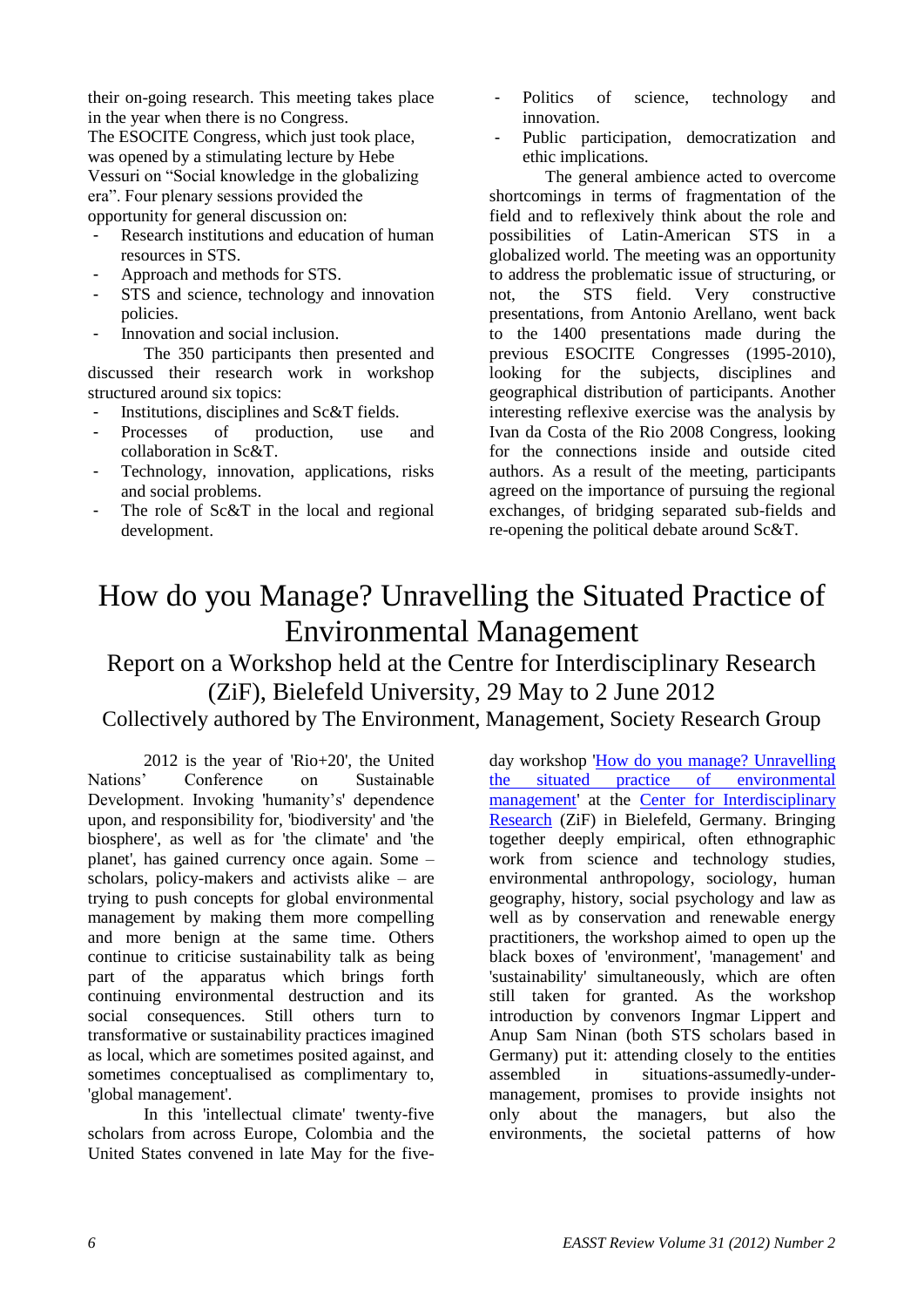their on-going research. This meeting takes place in the year when there is no Congress.

The ESOCITE Congress, which just took place, was opened by a stimulating lecture by Hebe Vessuri on "Social knowledge in the globalizing era". Four plenary sessions provided the opportunity for general discussion on:

- Research institutions and education of human resources in STS.
- Approach and methods for STS.
- STS and science, technology and innovation policies.
- Innovation and social inclusion.

The 350 participants then presented and discussed their research work in workshop structured around six topics:

- Institutions, disciplines and Sc&T fields.
- Processes of production, use and collaboration in Sc&T.
- Technology, innovation, applications, risks and social problems.
- The role of Sc&T in the local and regional development.
- Politics of science, technology and innovation.
- Public participation, democratization and ethic implications.

The general ambience acted to overcome shortcomings in terms of fragmentation of the field and to reflexively think about the role and possibilities of Latin-American STS in a globalized world. The meeting was an opportunity to address the problematic issue of structuring, or not, the STS field. Very constructive presentations, from Antonio Arellano, went back to the 1400 presentations made during the previous ESOCITE Congresses (1995-2010), looking for the subjects, disciplines and geographical distribution of participants. Another interesting reflexive exercise was the analysis by Ivan da Costa of the Rio 2008 Congress, looking for the connections inside and outside cited authors. As a result of the meeting, participants agreed on the importance of pursuing the regional exchanges, of bridging separated sub-fields and re-opening the political debate around Sc&T.

# How do you Manage? Unravelling the Situated Practice of Environmental Management

## Report on a Workshop held at the Centre for Interdisciplinary Research (ZiF), Bielefeld University, 29 May to 2 June 2012

### Collectively authored by The Environment, Management, Society Research Group

2012 is the year of 'Rio+20', the United Nations' Conference on Sustainable Development. Invoking 'humanity's' dependence upon, and responsibility for, 'biodiversity' and 'the biosphere', as well as for 'the climate' and 'the planet', has gained currency once again. Some – scholars, policy-makers and activists alike – are trying to push concepts for global environmental management by making them more compelling and more benign at the same time. Others continue to criticise sustainability talk as being part of the apparatus which brings forth continuing environmental destruction and its social consequences. Still others turn to transformative or sustainability practices imagined as local, which are sometimes posited against, and sometimes conceptualised as complimentary to, 'global management'.

In this 'intellectual climate' twenty-five scholars from across Europe, Colombia and the United States convened in late May for the five-day workshop 'How do you manage? Unravelling the situated practice of environmental management' at the Center for Interdisciplinary Research (ZiF) in Bielefeld, Germany. Bringing together deeply empirical, often ethnographic work from science and technology studies, environmental anthropology, sociology, human geography, history, social psychology and law as well as by conservation and renewable energy practitioners, the workshop aimed to open up the black boxes of 'environment', 'management' and 'sustainability' simultaneously, which are often still taken for granted. As the workshop introduction by convenors Ingmar Lippert and Anup Sam Ninan (both STS scholars based in Germany) put it: attending closely to the entities assembled in situations-assumedly-under-management, promises to provide insights not only about the managers, but also the environments, the societal patterns of how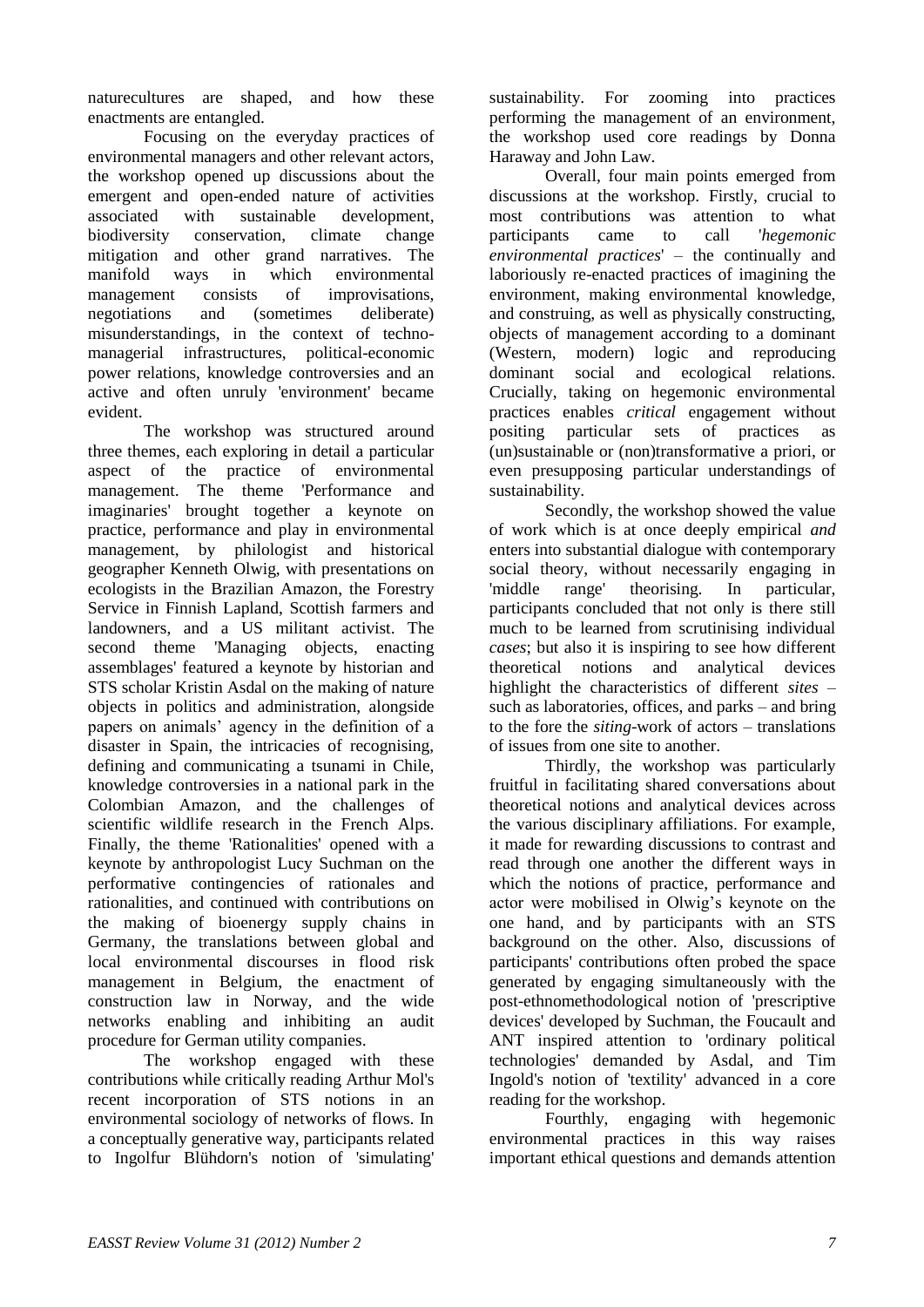naturecultures are shaped, and how these enactments are entangled.

Focusing on the everyday practices of environmental managers and other relevant actors, the workshop opened up discussions about the emergent and open-ended nature of activities associated with sustainable development, biodiversity conservation, climate change mitigation and other grand narratives. The manifold ways in which environmental management consists of improvisations, negotiations and (sometimes deliberate) misunderstandings, in the context of techno-managerial infrastructures, political-economic power relations, knowledge controversies and an active and often unruly 'environment' became evident.

The workshop was structured around three themes, each exploring in detail a particular aspect of the practice of environmental management. The theme 'Performance and imaginaries' brought together a keynote on practice, performance and play in environmental management, by philologist and historical geographer Kenneth Olwig, with presentations on ecologists in the Brazilian Amazon, the Forestry Service in Finnish Lapland, Scottish farmers and landowners, and a US militant activist. The second theme 'Managing objects, enacting assemblages' featured a keynote by historian and STS scholar Kristin Asdal on the making of nature objects in politics and administration, alongside papers on animals' agency in the definition of a disaster in Spain, the intricacies of recognising, defining and communicating a tsunami in Chile, knowledge controversies in a national park in the Colombian Amazon, and the challenges of scientific wildlife research in the French Alps. Finally, the theme 'Rationalities' opened with a keynote by anthropologist Lucy Suchman on the performative contingencies of rationales and rationalities, and continued with contributions on the making of bioenergy supply chains in Germany, the translations between global and local environmental discourses in flood risk management in Belgium, the enactment of construction law in Norway, and the wide networks enabling and inhibiting an audit procedure for German utility companies.

The workshop engaged with these contributions while critically reading Arthur Mol's recent incorporation of STS notions in an environmental sociology of networks of flows. In a conceptually generative way, participants related to Ingolfur Blühdorn's notion of 'simulating' sustainability. For zooming into practices performing the management of an environment, the workshop used core readings by Donna Haraway and John Law.

Overall, four main points emerged from discussions at the workshop. Firstly, crucial to most contributions was attention to what participants came to call '*hegemonic environmental practices*' – the continually and laboriously re-enacted practices of imagining the environment, making environmental knowledge, and construing, as well as physically constructing, objects of management according to a dominant (Western, modern) logic and reproducing dominant social and ecological relations. Crucially, taking on hegemonic environmental practices enables *critical* engagement without positing particular sets of practices as (un)sustainable or (non)transformative a priori, or even presupposing particular understandings of sustainability.

Secondly, the workshop showed the value of work which is at once deeply empirical *and* enters into substantial dialogue with contemporary social theory, without necessarily engaging in 'middle range' theorising. In particular, participants concluded that not only is there still much to be learned from scrutinising individual *cases*; but also it is inspiring to see how different theoretical notions and analytical devices highlight the characteristics of different *sites* – such as laboratories, offices, and parks – and bring to the fore the *siting*-work of actors – translations of issues from one site to another.

Thirdly, the workshop was particularly fruitful in facilitating shared conversations about theoretical notions and analytical devices across the various disciplinary affiliations. For example, it made for rewarding discussions to contrast and read through one another the different ways in which the notions of practice, performance and actor were mobilised in Olwig's keynote on the one hand, and by participants with an STS background on the other. Also, discussions of participants' contributions often probed the space generated by engaging simultaneously with the post-ethnomethodological notion of 'prescriptive devices' developed by Suchman, the Foucault and ANT inspired attention to 'ordinary political technologies' demanded by Asdal, and Tim Ingold's notion of 'textility' advanced in a core reading for the workshop.

Fourthly, engaging with hegemonic environmental practices in this way raises important ethical questions and demands attention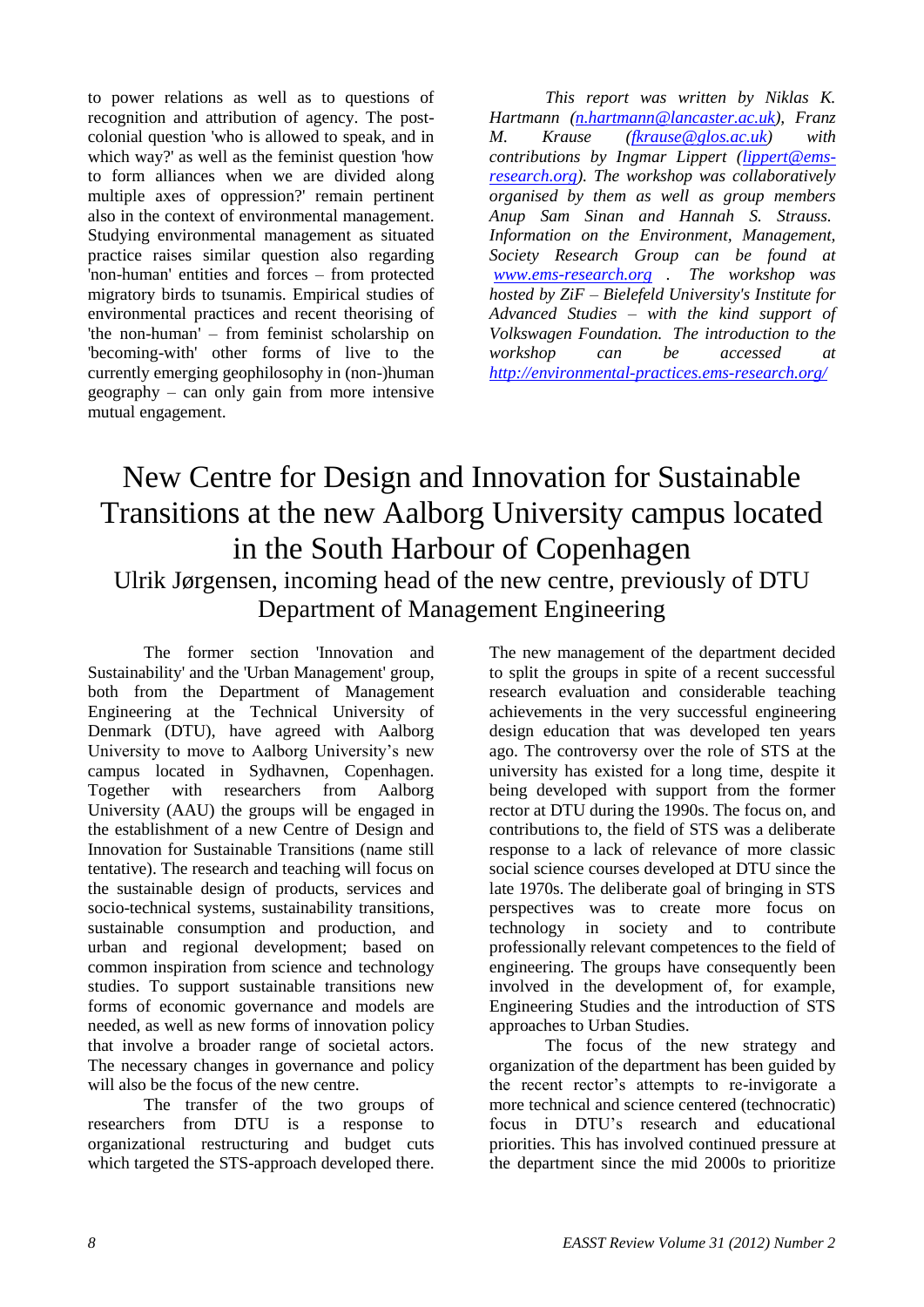to power relations as well as to questions of recognition and attribution of agency. The post-colonial question 'who is allowed to speak, and in which way?' as well as the feminist question 'how to form alliances when we are divided along multiple axes of oppression?' remain pertinent also in the context of environmental management. Studying environmental management as situated practice raises similar question also regarding 'non-human' entities and forces – from protected migratory birds to tsunamis. Empirical studies of environmental practices and recent theorising of 'the non-human' – from feminist scholarship on 'becoming-with' other forms of live to the currently emerging geophilosophy in (non-)human geography – can only gain from more intensive mutual engagement.

*This report was written by Niklas K. Hartmann (n.hartmann@lancaster.ac.uk), Franz M. Krause (fkrause@glos.ac.uk) with contributions by Ingmar Lippert (lippert@ems-research.org). The workshop was collaboratively organised by them as well as group members Anup Sam Sinan and Hannah S. Strauss. Information on the Environment, Management, Society Research Group can be found at www.ems-research.org . The workshop was hosted by ZiF – Bielefeld University's Institute for Advanced Studies – with the kind support of Volkswagen Foundation. The introduction to the workshop can be accessed at http://environmental-practices.ems-research.org/*

# New Centre for Design and Innovation for Sustainable Transitions at the new Aalborg University campus located in the South Harbour of Copenhagen

## Ulrik Jørgensen, incoming head of the new centre, previously of DTU Department of Management Engineering

The former section 'Innovation and Sustainability' and the 'Urban Management' group, both from the Department of Management Engineering at the Technical University of Denmark (DTU), have agreed with Aalborg University to move to Aalborg University's new campus located in Sydhavnen, Copenhagen. Together with researchers from Aalborg University (AAU) the groups will be engaged in the establishment of a new Centre of Design and Innovation for Sustainable Transitions (name still tentative). The research and teaching will focus on the sustainable design of products, services and socio-technical systems, sustainability transitions, sustainable consumption and production, and urban and regional development; based on common inspiration from science and technology studies. To support sustainable transitions new forms of economic governance and models are needed, as well as new forms of innovation policy that involve a broader range of societal actors. The necessary changes in governance and policy will also be the focus of the new centre.

The transfer of the two groups of researchers from DTU is a response to organizational restructuring and budget cuts which targeted the STS-approach developed there. The new management of the department decided to split the groups in spite of a recent successful research evaluation and considerable teaching achievements in the very successful engineering design education that was developed ten years ago. The controversy over the role of STS at the university has existed for a long time, despite it being developed with support from the former rector at DTU during the 1990s. The focus on, and contributions to, the field of STS was a deliberate response to a lack of relevance of more classic social science courses developed at DTU since the late 1970s. The deliberate goal of bringing in STS perspectives was to create more focus on technology in society and to contribute professionally relevant competences to the field of engineering. The groups have consequently been involved in the development of, for example, Engineering Studies and the introduction of STS approaches to Urban Studies.

The focus of the new strategy and organization of the department has been guided by the recent rector's attempts to re-invigorate a more technical and science centered (technocratic) focus in DTU's research and educational priorities. This has involved continued pressure at the department since the mid 2000s to prioritize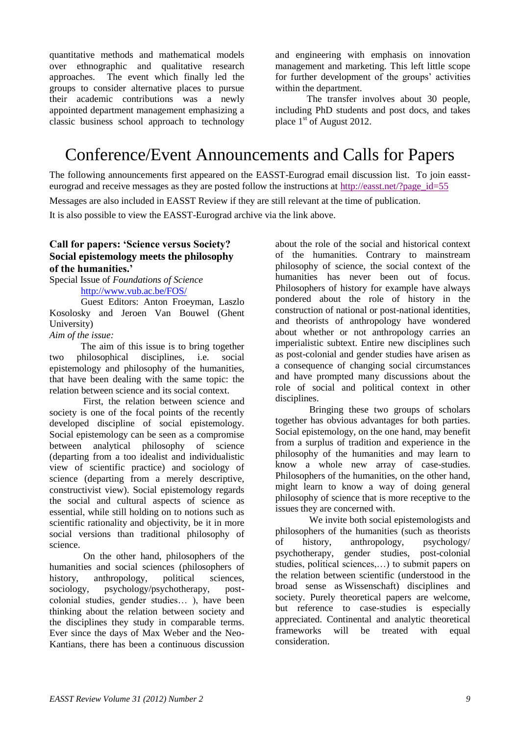quantitative methods and mathematical models over ethnographic and qualitative research approaches. The event which finally led the groups to consider alternative places to pursue their academic contributions was a newly appointed department management emphasizing a classic business school approach to technology and engineering with emphasis on innovation management and marketing. This left little scope for further development of the groups' activities within the department.

The transfer involves about 30 people, including PhD students and post docs, and takes place 1st of August 2012.

# Conference/Event Announcements and Calls for Papers

The following announcements first appeared on the EASST-Eurograd email discussion list. To join easst-eurograd and receive messages as they are posted follow the instructions at http://easst.net/?page_id=55

Messages are also included in EASST Review if they are still relevant at the time of publication.

It is also possible to view the EASST-Eurograd archive via the link above.

### Call for papers: 'Science versus Society? Social epistemology meets the philosophy of the humanities.'

Special Issue of *Foundations of Science*

http://www.vub.ac.be/FOS/

Guest Editors: Anton Froeyman, Laszlo Kosolosky and Jeroen Van Bouwel (Ghent University)

*Aim of the issue:*

The aim of this issue is to bring together two philosophical disciplines, i.e. social epistemology and philosophy of the humanities, that have been dealing with the same topic: the relation between science and its social context.

First, the relation between science and society is one of the focal points of the recently developed discipline of social epistemology. Social epistemology can be seen as a compromise between analytical philosophy of science (departing from a too idealist and individualistic view of scientific practice) and sociology of science (departing from a merely descriptive, constructivist view). Social epistemology regards the social and cultural aspects of science as essential, while still holding on to notions such as scientific rationality and objectivity, be it in more social versions than traditional philosophy of science.

On the other hand, philosophers of the humanities and social sciences (philosophers of history, anthropology, political sciences, sociology, psychology/psychotherapy, post-colonial studies, gender studies… ), have been thinking about the relation between society and the disciplines they study in comparable terms. Ever since the days of Max Weber and the Neo-Kantians, there has been a continuous discussion about the role of the social and historical context of the humanities. Contrary to mainstream philosophy of science, the social context of the humanities has never been out of focus. Philosophers of history for example have always pondered about the role of history in the construction of national or post-national identities, and theorists of anthropology have wondered about whether or not anthropology carries an imperialistic subtext. Entire new disciplines such as post-colonial and gender studies have arisen as a consequence of changing social circumstances and have prompted many discussions about the role of social and political context in other disciplines.

Bringing these two groups of scholars together has obvious advantages for both parties. Social epistemology, on the one hand, may benefit from a surplus of tradition and experience in the philosophy of the humanities and may learn to know a whole new array of case-studies. Philosophers of the humanities, on the other hand, might learn to know a way of doing general philosophy of science that is more receptive to the issues they are concerned with.

We invite both social epistemologists and philosophers of the humanities (such as theorists of history, anthropology, psychology/ psychotherapy, gender studies, post-colonial studies, political sciences,…) to submit papers on the relation between scientific (understood in the broad sense as Wissenschaft) disciplines and society. Purely theoretical papers are welcome, but reference to case-studies is especially appreciated. Continental and analytic theoretical frameworks will be treated with equal consideration.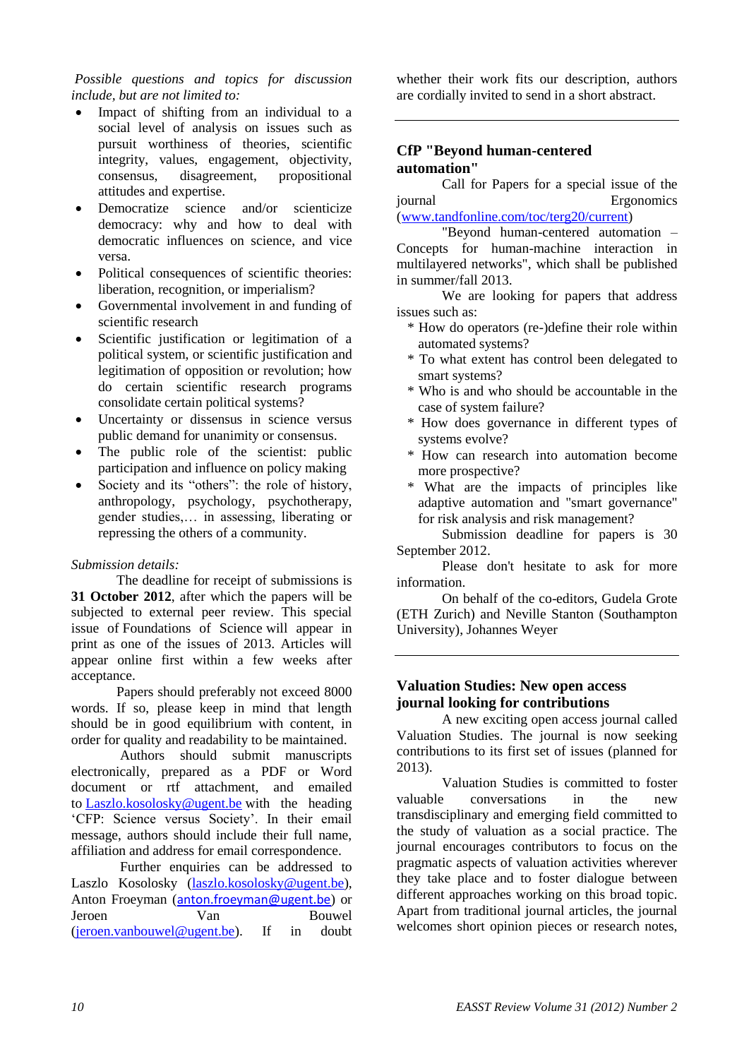*Possible questions and topics for discussion include, but are not limited to:*

- Impact of shifting from an individual to a social level of analysis on issues such as pursuit worthiness of theories, scientific integrity, values, engagement, objectivity, consensus, disagreement, propositional attitudes and expertise.
- Democratize science and/or scienticize democracy: why and how to deal with democratic influences on science, and vice versa.
- Political consequences of scientific theories: liberation, recognition, or imperialism?
- Governmental involvement in and funding of scientific research
- Scientific justification or legitimation of a political system, or scientific justification and legitimation of opposition or revolution; how do certain scientific research programs consolidate certain political systems?
- Uncertainty or dissensus in science versus public demand for unanimity or consensus.
- The public role of the scientist: public participation and influence on policy making
- Society and its "others": the role of history, anthropology, psychology, psychotherapy, gender studies,… in assessing, liberating or repressing the others of a community.

*Submission details:*

The deadline for receipt of submissions is **31 October 2012**, after which the papers will be subjected to external peer review. This special issue of Foundations of Science will appear in print as one of the issues of 2013. Articles will appear online first within a few weeks after acceptance.

Papers should preferably not exceed 8000 words. If so, please keep in mind that length should be in good equilibrium with content, in order for quality and readability to be maintained.

Authors should submit manuscripts electronically, prepared as a PDF or Word document or rtf attachment, and emailed to Laszlo.kosolosky@ugent.be with the heading 'CFP: Science versus Society'. In their email message, authors should include their full name, affiliation and address for email correspondence.

Further enquiries can be addressed to Laszlo Kosolosky (laszlo.kosolosky@ugent.be), Anton Froeyman (anton.froeyman@ugent.be) or Jeroen Van Bouwel (jeroen.vanbouwel@ugent.be). If in doubt whether their work fits our description, authors are cordially invited to send in a short abstract.

---

## CfP "Beyond human-centered automation"

Call for Papers for a special issue of the journal Ergonomics (www.tandfonline.com/toc/terg20/current)

"Beyond human-centered automation – Concepts for human-machine interaction in multilayered networks", which shall be published in summer/fall 2013.

We are looking for papers that address issues such as:

* How do operators (re-)define their role within automated systems?
* To what extent has control been delegated to smart systems?
* Who is and who should be accountable in the case of system failure?
* How does governance in different types of systems evolve?
* How can research into automation become more prospective?
* What are the impacts of principles like adaptive automation and "smart governance" for risk analysis and risk management?

Submission deadline for papers is 30 September 2012.

Please don't hesitate to ask for more information.

On behalf of the co-editors, Gudela Grote (ETH Zurich) and Neville Stanton (Southampton University), Johannes Weyer

---

## Valuation Studies: New open access journal looking for contributions

A new exciting open access journal called Valuation Studies. The journal is now seeking contributions to its first set of issues (planned for 2013).

Valuation Studies is committed to foster valuable conversations in the new transdisciplinary and emerging field committed to the study of valuation as a social practice. The journal encourages contributors to focus on the pragmatic aspects of valuation activities wherever they take place and to foster dialogue between different approaches working on this broad topic. Apart from traditional journal articles, the journal welcomes short opinion pieces or research notes,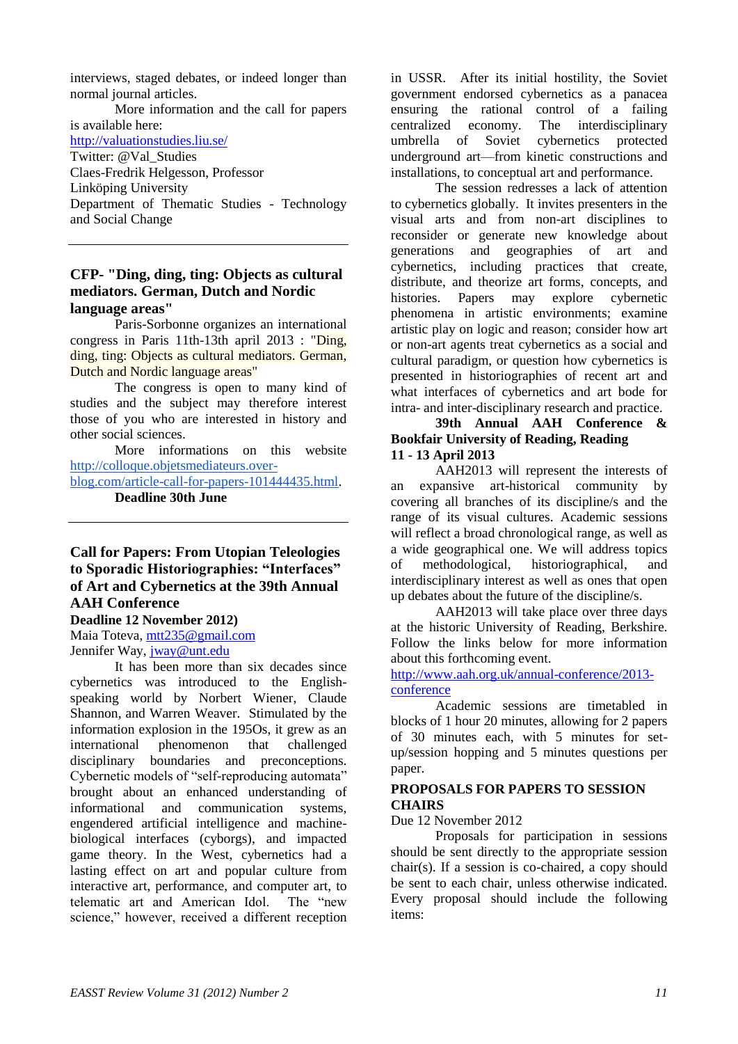interviews, staged debates, or indeed longer than normal journal articles.

More information and the call for papers is available here:

http://valuationstudies.liu.se/

Twitter: @Val_Studies

Claes-Fredrik Helgesson, Professor

Linköping University

Department of Thematic Studies - Technology and Social Change

---

## CFP- "Ding, ding, ting: Objects as cultural mediators. German, Dutch and Nordic language areas"

Paris-Sorbonne organizes an international congress in Paris 11th-13th april 2013 : "Ding, ding, ting: Objects as cultural mediators. German, Dutch and Nordic language areas"

The congress is open to many kind of studies and the subject may therefore interest those of you who are interested in history and other social sciences.

More informations on this website http://colloque.objetsmediateurs.over-blog.com/article-call-for-papers-101444435.html.

**Deadline 30th June**

---

## Call for Papers: From Utopian Teleologies to Sporadic Historiographies: "Interfaces" of Art and Cybernetics at the 39th Annual AAH Conference

**Deadline 12 November 2012)**

Maia Toteva, mtt235@gmail.com

Jennifer Way, jway@unt.edu

It has been more than six decades since cybernetics was introduced to the English-speaking world by Norbert Wiener, Claude Shannon, and Warren Weaver. Stimulated by the information explosion in the 195Os, it grew as an international phenomenon that challenged disciplinary boundaries and preconceptions. Cybernetic models of "self-reproducing automata" brought about an enhanced understanding of informational and communication systems, engendered artificial intelligence and machine-biological interfaces (cyborgs), and impacted game theory. In the West, cybernetics had a lasting effect on art and popular culture from interactive art, performance, and computer art, to telematic art and American Idol. The "new science," however, received a different reception in USSR. After its initial hostility, the Soviet government endorsed cybernetics as a panacea ensuring the rational control of a failing centralized economy. The interdisciplinary umbrella of Soviet cybernetics protected underground art—from kinetic constructions and installations, to conceptual art and performance.

The session redresses a lack of attention to cybernetics globally. It invites presenters in the visual arts and from non-art disciplines to reconsider or generate new knowledge about generations and geographies of art and cybernetics, including practices that create, distribute, and theorize art forms, concepts, and histories. Papers may explore cybernetic phenomena in artistic environments; examine artistic play on logic and reason; consider how art or non-art agents treat cybernetics as a social and cultural paradigm, or question how cybernetics is presented in historiographies of recent art and what interfaces of cybernetics and art bode for intra- and inter-disciplinary research and practice.

**39th Annual AAH Conference & Bookfair University of Reading, Reading 11 - 13 April 2013**

AAH2013 will represent the interests of an expansive art-historical community by covering all branches of its discipline/s and the range of its visual cultures. Academic sessions will reflect a broad chronological range, as well as a wide geographical one. We will address topics of methodological, historiographical, and interdisciplinary interest as well as ones that open up debates about the future of the discipline/s.

AAH2013 will take place over three days at the historic University of Reading, Berkshire. Follow the links below for more information about this forthcoming event.

http://www.aah.org.uk/annual-conference/2013-conference

Academic sessions are timetabled in blocks of 1 hour 20 minutes, allowing for 2 papers of 30 minutes each, with 5 minutes for set-up/session hopping and 5 minutes questions per paper.

**PROPOSALS FOR PAPERS TO SESSION CHAIRS**

Due 12 November 2012

Proposals for participation in sessions should be sent directly to the appropriate session chair(s). If a session is co-chaired, a copy should be sent to each chair, unless otherwise indicated. Every proposal should include the following items: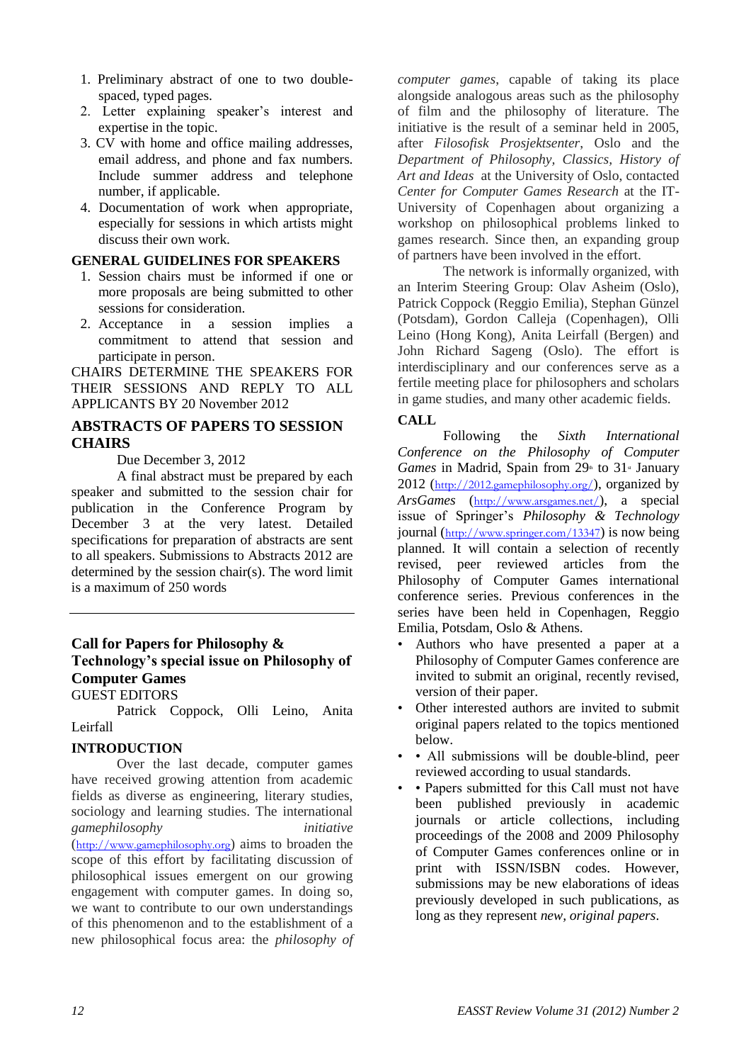1. Preliminary abstract of one to two double-spaced, typed pages.
2. Letter explaining speaker's interest and expertise in the topic.
3. CV with home and office mailing addresses, email address, and phone and fax numbers. Include summer address and telephone number, if applicable.
4. Documentation of work when appropriate, especially for sessions in which artists might discuss their own work.

**GENERAL GUIDELINES FOR SPEAKERS**

1. Session chairs must be informed if one or more proposals are being submitted to other sessions for consideration.
2. Acceptance in a session implies a commitment to attend that session and participate in person.

CHAIRS DETERMINE THE SPEAKERS FOR THEIR SESSIONS AND REPLY TO ALL APPLICANTS BY 20 November 2012

## ABSTRACTS OF PAPERS TO SESSION CHAIRS

Due December 3, 2012

A final abstract must be prepared by each speaker and submitted to the session chair for publication in the Conference Program by December 3 at the very latest. Detailed specifications for preparation of abstracts are sent to all speakers. Submissions to Abstracts 2012 are determined by the session chair(s). The word limit is a maximum of 250 words

---

## Call for Papers for Philosophy & Technology's special issue on Philosophy of Computer Games

GUEST EDITORS

Patrick Coppock, Olli Leino, Anita Leirfall

**INTRODUCTION**

Over the last decade, computer games have received growing attention from academic fields as diverse as engineering, literary studies, sociology and learning studies. The international *gamephilosophy initiative* (http://www.gamephilosophy.org) aims to broaden the scope of this effort by facilitating discussion of philosophical issues emergent on our growing engagement with computer games. In doing so, we want to contribute to our own understandings of this phenomenon and to the establishment of a new philosophical focus area: the *philosophy of computer games*, capable of taking its place alongside analogous areas such as the philosophy of film and the philosophy of literature. The initiative is the result of a seminar held in 2005, after *Filosofisk Prosjektsenter*, Oslo and the *Department of Philosophy, Classics, History of Art and Ideas* at the University of Oslo, contacted *Center for Computer Games Research* at the IT-University of Copenhagen about organizing a workshop on philosophical problems linked to games research. Since then, an expanding group of partners have been involved in the effort.

The network is informally organized, with an Interim Steering Group: Olav Asheim (Oslo), Patrick Coppock (Reggio Emilia), Stephan Günzel (Potsdam), Gordon Calleja (Copenhagen), Olli Leino (Hong Kong), Anita Leirfall (Bergen) and John Richard Sageng (Oslo). The effort is interdisciplinary and our conferences serve as a fertile meeting place for philosophers and scholars in game studies, and many other academic fields.

**CALL**

Following the *Sixth International Conference on the Philosophy of Computer Games* in Madrid, Spain from 29th to 31st January 2012 (http://2012.gamephilosophy.org/), organized by *ArsGames* (http://www.arsgames.net/), a special issue of Springer's *Philosophy & Technology* journal (http://www.springer.com/13347) is now being planned. It will contain a selection of recently revised, peer reviewed articles from the Philosophy of Computer Games international conference series. Previous conferences in the series have been held in Copenhagen, Reggio Emilia, Potsdam, Oslo & Athens.

- Authors who have presented a paper at a Philosophy of Computer Games conference are invited to submit an original, recently revised, version of their paper.
- Other interested authors are invited to submit original papers related to the topics mentioned below.
- • All submissions will be double-blind, peer reviewed according to usual standards.
- • Papers submitted for this Call must not have been published previously in academic journals or article collections, including proceedings of the 2008 and 2009 Philosophy of Computer Games conferences online or in print with ISSN/ISBN codes. However, submissions may be new elaborations of ideas previously developed in such publications, as long as they represent *new, original papers*.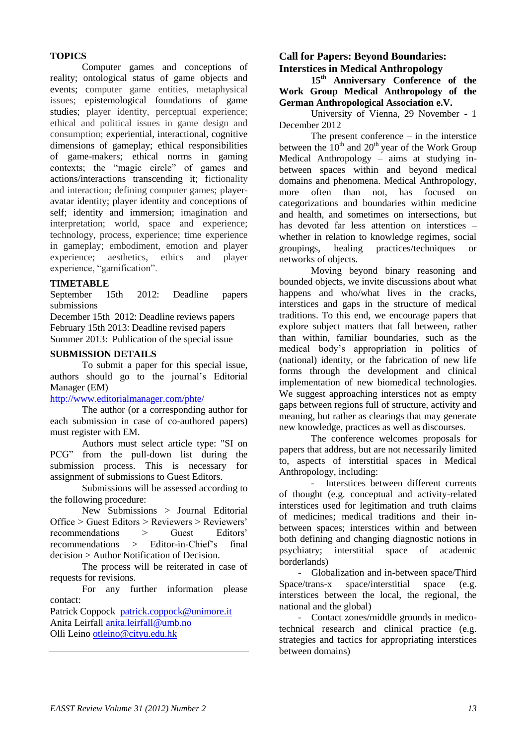### TOPICS

Computer games and conceptions of reality; ontological status of game objects and events; computer game entities, metaphysical issues; epistemological foundations of game studies; player identity, perceptual experience; ethical and political issues in game design and consumption; experiential, interactional, cognitive dimensions of gameplay; ethical responsibilities of game-makers; ethical norms in gaming contexts; the "magic circle" of games and actions/interactions transcending it; fictionality and interaction; defining computer games; player-avatar identity; player identity and conceptions of self; identity and immersion; imagination and interpretation; world, space and experience; technology, process, experience; time experience in gameplay; embodiment, emotion and player experience; aesthetics, ethics and player experience, "gamification".

### TIMETABLE

September 15th 2012: Deadline papers submissions

December 15th 2012: Deadline reviews papers

February 15th 2013: Deadline revised papers

Summer 2013: Publication of the special issue

### SUBMISSION DETAILS

To submit a paper for this special issue, authors should go to the journal's Editorial Manager (EM)

http://www.editorialmanager.com/phte/

The author (or a corresponding author for each submission in case of co-authored papers) must register with EM.

Authors must select article type: "SI on PCG" from the pull-down list during the submission process. This is necessary for assignment of submissions to Guest Editors.

Submissions will be assessed according to the following procedure:

New Submissions > Journal Editorial Office > Guest Editors > Reviewers > Reviewers' recommendations > Guest Editors' recommendations > Editor-in-Chief's final decision > Author Notification of Decision.

The process will be reiterated in case of requests for revisions.

For any further information please contact:

Patrick Coppock patrick.coppock@unimore.it
Anita Leirfall anita.leirfall@umb.no
Olli Leino otleino@cityu.edu.hk

---

## Call for Papers: Beyond Boundaries: Interstices in Medical Anthropology

**15th Anniversary Conference of the Work Group Medical Anthropology of the German Anthropological Association e.V.**

University of Vienna, 29 November - 1 December 2012

The present conference – in the interstice between the 10th and 20th year of the Work Group Medical Anthropology – aims at studying in-between spaces within and beyond medical domains and phenomena. Medical Anthropology, more often than not, has focused on categorizations and boundaries within medicine and health, and sometimes on intersections, but has devoted far less attention on interstices – whether in relation to knowledge regimes, social groupings, healing practices/techniques or networks of objects.

Moving beyond binary reasoning and bounded objects, we invite discussions about what happens and who/what lives in the cracks, interstices and gaps in the structure of medical traditions. To this end, we encourage papers that explore subject matters that fall between, rather than within, familiar boundaries, such as the medical body's appropriation in politics of (national) identity, or the fabrication of new life forms through the development and clinical implementation of new biomedical technologies. We suggest approaching interstices not as empty gaps between regions full of structure, activity and meaning, but rather as clearings that may generate new knowledge, practices as well as discourses.

The conference welcomes proposals for papers that address, but are not necessarily limited to, aspects of interstitial spaces in Medical Anthropology, including:

- Interstices between different currents of thought (e.g. conceptual and activity-related interstices used for legitimation and truth claims of medicines; medical traditions and their in-between spaces; interstices within and between both defining and changing diagnostic notions in psychiatry; interstitial space of academic borderlands)
- Globalization and in-between space/Third Space/trans-x space/interstitial space (e.g. interstices between the local, the regional, the national and the global)
- Contact zones/middle grounds in medico-technical research and clinical practice (e.g. strategies and tactics for appropriating interstices between domains)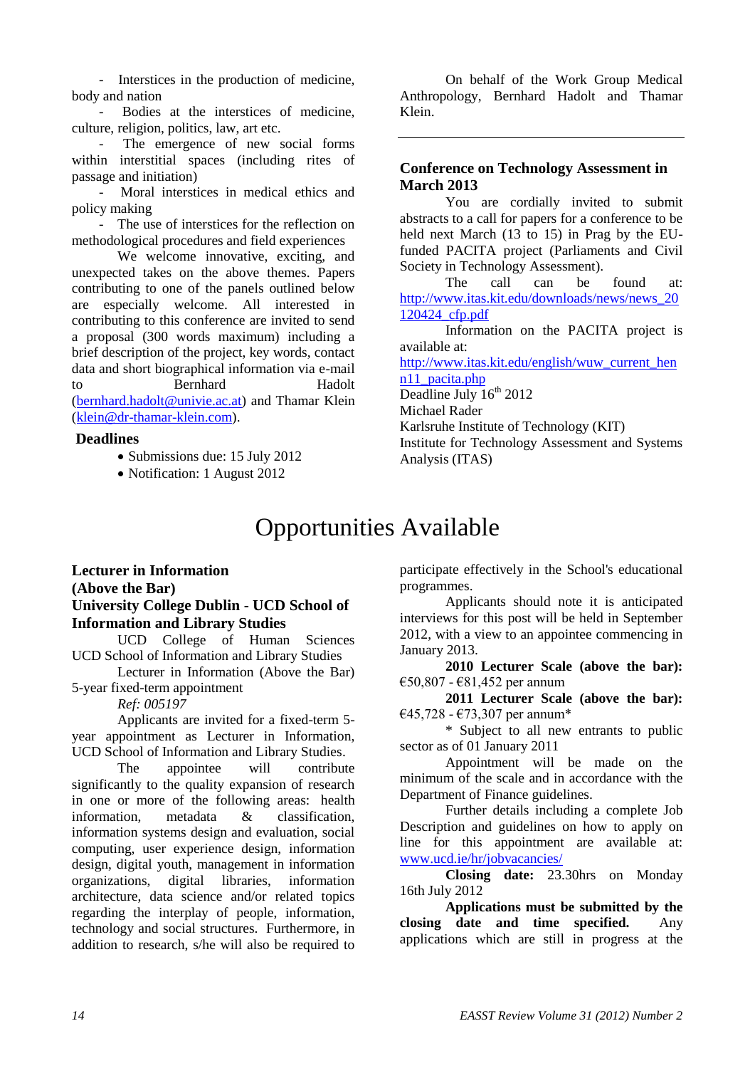- Interstices in the production of medicine, body and nation
- Bodies at the interstices of medicine, culture, religion, politics, law, art etc.
- The emergence of new social forms within interstitial spaces (including rites of passage and initiation)
- Moral interstices in medical ethics and policy making
- The use of interstices for the reflection on methodological procedures and field experiences

We welcome innovative, exciting, and unexpected takes on the above themes. Papers contributing to one of the panels outlined below are especially welcome. All interested in contributing to this conference are invited to send a proposal (300 words maximum) including a brief description of the project, key words, contact data and short biographical information via e-mail to Bernhard Hadolt (bernhard.hadolt@univie.ac.at) and Thamar Klein (klein@dr-thamar-klein.com).

**Deadlines**

- Submissions due: 15 July 2012
- Notification: 1 August 2012

On behalf of the Work Group Medical Anthropology, Bernhard Hadolt and Thamar Klein.

---

### Conference on Technology Assessment in March 2013

You are cordially invited to submit abstracts to a call for papers for a conference to be held next March (13 to 15) in Prag by the EU-funded PACITA project (Parliaments and Civil Society in Technology Assessment).

The call can be found at: http://www.itas.kit.edu/downloads/news/news_20120424_cfp.pdf

Information on the PACITA project is available at: http://www.itas.kit.edu/english/wuw_current_henn11_pacita.php

Deadline July 16th 2012
Michael Rader
Karlsruhe Institute of Technology (KIT)
Institute for Technology Assessment and Systems Analysis (ITAS)

# Opportunities Available

### Lecturer in Information (Above the Bar)
### University College Dublin - UCD School of Information and Library Studies

UCD College of Human Sciences
UCD School of Information and Library Studies

Lecturer in Information (Above the Bar)
5-year fixed-term appointment

*Ref: 005197*

Applicants are invited for a fixed-term 5-year appointment as Lecturer in Information, UCD School of Information and Library Studies.

The appointee will contribute significantly to the quality expansion of research in one or more of the following areas: health information, metadata & classification, information systems design and evaluation, social computing, user experience design, information design, digital youth, management in information organizations, digital libraries, information architecture, data science and/or related topics regarding the interplay of people, information, technology and social structures. Furthermore, in addition to research, s/he will also be required to participate effectively in the School's educational programmes.

Applicants should note it is anticipated interviews for this post will be held in September 2012, with a view to an appointee commencing in January 2013.

**2010 Lecturer Scale (above the bar):** €50,807 - €81,452 per annum

**2011 Lecturer Scale (above the bar):** €45,728 - €73,307 per annum*

\* Subject to all new entrants to public sector as of 01 January 2011

Appointment will be made on the minimum of the scale and in accordance with the Department of Finance guidelines.

Further details including a complete Job Description and guidelines on how to apply on line for this appointment are available at: www.ucd.ie/hr/jobvacancies/

**Closing date:** 23.30hrs on Monday 16th July 2012

**Applications must be submitted by the closing date and time specified.** Any applications which are still in progress at the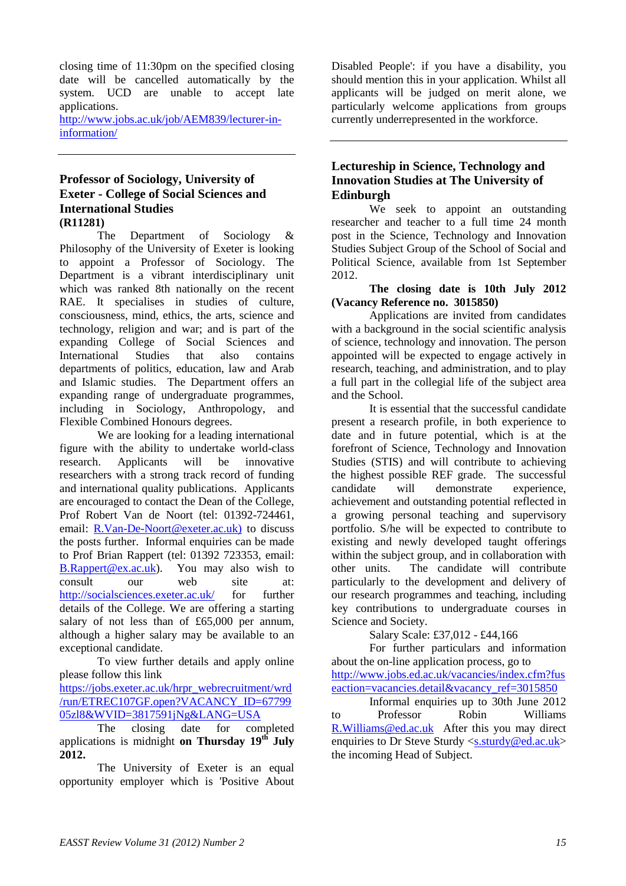closing time of 11:30pm on the specified closing date will be cancelled automatically by the system. UCD are unable to accept late applications.
http://www.jobs.ac.uk/job/AEM839/lecturer-in-information/

---

## Professor of Sociology, University of Exeter - College of Social Sciences and International Studies (R11281)

The Department of Sociology & Philosophy of the University of Exeter is looking to appoint a Professor of Sociology. The Department is a vibrant interdisciplinary unit which was ranked 8th nationally on the recent RAE. It specialises in studies of culture, consciousness, mind, ethics, the arts, science and technology, religion and war; and is part of the expanding College of Social Sciences and International Studies that also contains departments of politics, education, law and Arab and Islamic studies. The Department offers an expanding range of undergraduate programmes, including in Sociology, Anthropology, and Flexible Combined Honours degrees.

We are looking for a leading international figure with the ability to undertake world-class research. Applicants will be innovative researchers with a strong track record of funding and international quality publications. Applicants are encouraged to contact the Dean of the College, Prof Robert Van de Noort (tel: 01392-724461, email: R.Van-De-Noort@exeter.ac.uk) to discuss the posts further. Informal enquiries can be made to Prof Brian Rappert (tel: 01392 723353, email: B.Rappert@ex.ac.uk). You may also wish to consult our web site at: http://socialsciences.exeter.ac.uk/ for further details of the College. We are offering a starting salary of not less than of £65,000 per annum, although a higher salary may be available to an exceptional candidate.

To view further details and apply online please follow this link
https://jobs.exeter.ac.uk/hrpr_webrecruitment/wrd/run/ETREC107GF.open?VACANCY_ID=6779905zl8&WVID=3817591jNg&LANG=USA

The closing date for completed applications is midnight **on Thursday 19th July 2012.**

The University of Exeter is an equal opportunity employer which is 'Positive About Disabled People': if you have a disability, you should mention this in your application. Whilst all applicants will be judged on merit alone, we particularly welcome applications from groups currently underrepresented in the workforce.

---

## Lectureship in Science, Technology and Innovation Studies at The University of Edinburgh

We seek to appoint an outstanding researcher and teacher to a full time 24 month post in the Science, Technology and Innovation Studies Subject Group of the School of Social and Political Science, available from 1st September 2012.

**The closing date is 10th July 2012 (Vacancy Reference no. 3015850)**

Applications are invited from candidates with a background in the social scientific analysis of science, technology and innovation. The person appointed will be expected to engage actively in research, teaching, and administration, and to play a full part in the collegial life of the subject area and the School.

It is essential that the successful candidate present a research profile, in both experience to date and in future potential, which is at the forefront of Science, Technology and Innovation Studies (STIS) and will contribute to achieving the highest possible REF grade. The successful candidate will demonstrate experience, achievement and outstanding potential reflected in a growing personal teaching and supervisory portfolio. S/he will be expected to contribute to existing and newly developed taught offerings within the subject group, and in collaboration with other units. The candidate will contribute particularly to the development and delivery of our research programmes and teaching, including key contributions to undergraduate courses in Science and Society.

Salary Scale: £37,012 - £44,166

For further particulars and information about the on-line application process, go to
http://www.jobs.ed.ac.uk/vacancies/index.cfm?fuseaction=vacancies.detail&vacancy_ref=3015850

Informal enquiries up to 30th June 2012 to Professor Robin Williams R.Williams@ed.ac.uk After this you may direct enquiries to Dr Steve Sturdy <s.sturdy@ed.ac.uk> the incoming Head of Subject.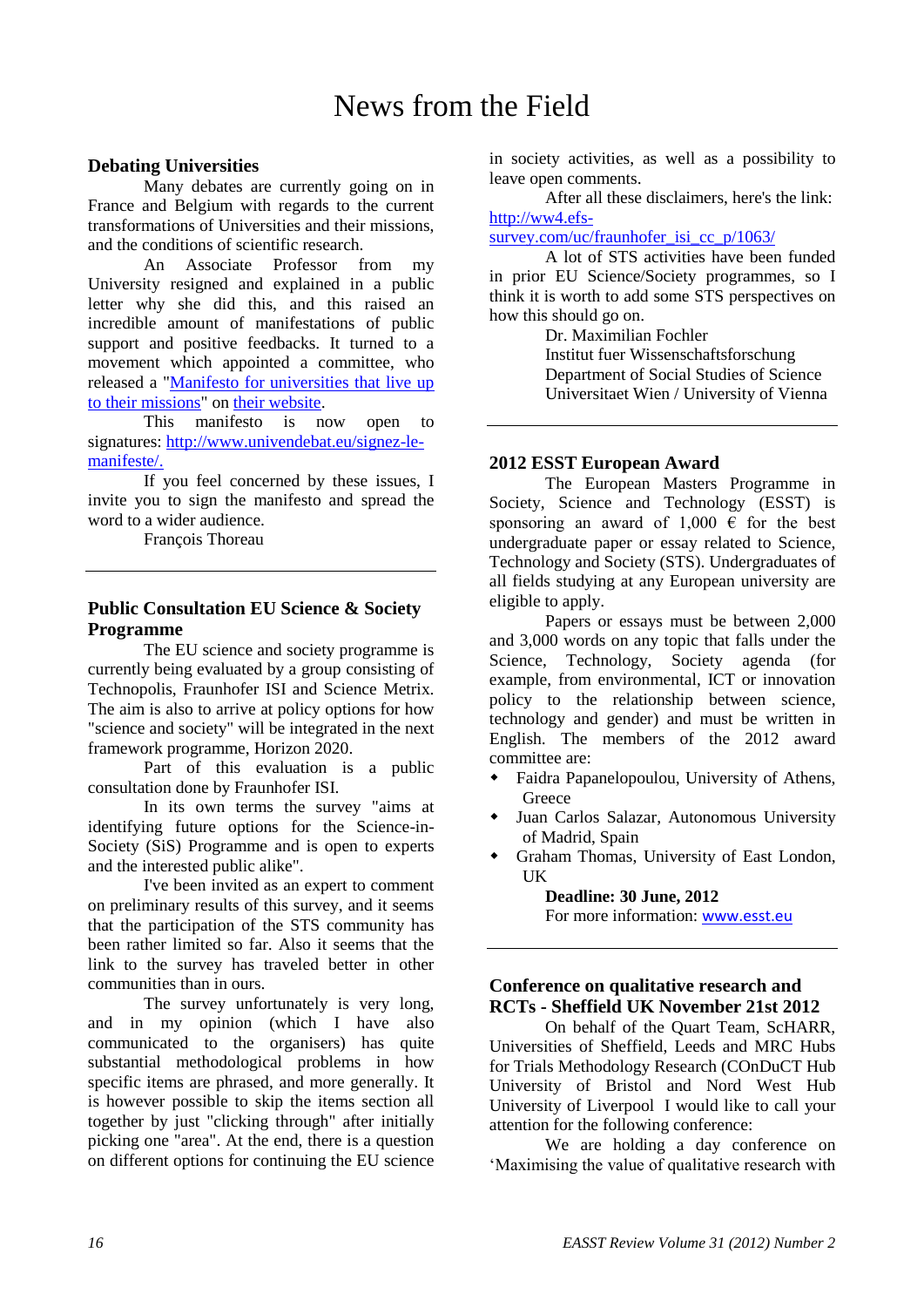# News from the Field

## Debating Universities

Many debates are currently going on in France and Belgium with regards to the current transformations of Universities and their missions, and the conditions of scientific research.

An Associate Professor from my University resigned and explained in a public letter why she did this, and this raised an incredible amount of manifestations of public support and positive feedbacks. It turned to a movement which appointed a committee, who released a "Manifesto for universities that live up to their missions" on their website.

This manifesto is now open to signatures: http://www.univendebat.eu/signez-le-manifeste/.

If you feel concerned by these issues, I invite you to sign the manifesto and spread the word to a wider audience.

François Thoreau

---

## Public Consultation EU Science & Society Programme

The EU science and society programme is currently being evaluated by a group consisting of Technopolis, Fraunhofer ISI and Science Metrix. The aim is also to arrive at policy options for how "science and society" will be integrated in the next framework programme, Horizon 2020.

Part of this evaluation is a public consultation done by Fraunhofer ISI.

In its own terms the survey "aims at identifying future options for the Science-in-Society (SiS) Programme and is open to experts and the interested public alike".

I've been invited as an expert to comment on preliminary results of this survey, and it seems that the participation of the STS community has been rather limited so far. Also it seems that the link to the survey has traveled better in other communities than in ours.

The survey unfortunately is very long, and in my opinion (which I have also communicated to the organisers) has quite substantial methodological problems in how specific items are phrased, and more generally. It is however possible to skip the items section all together by just "clicking through" after initially picking one "area". At the end, there is a question on different options for continuing the EU science in society activities, as well as a possibility to leave open comments.

After all these disclaimers, here's the link: http://ww4.efs-survey.com/uc/fraunhofer_isi_cc_p/1063/

A lot of STS activities have been funded in prior EU Science/Society programmes, so I think it is worth to add some STS perspectives on how this should go on.

Dr. Maximilian Fochler
Institut fuer Wissenschaftsforschung
Department of Social Studies of Science
Universitaet Wien / University of Vienna

---

## 2012 ESST European Award

The European Masters Programme in Society, Science and Technology (ESST) is sponsoring an award of 1,000 € for the best undergraduate paper or essay related to Science, Technology and Society (STS). Undergraduates of all fields studying at any European university are eligible to apply.

Papers or essays must be between 2,000 and 3,000 words on any topic that falls under the Science, Technology, Society agenda (for example, from environmental, ICT or innovation policy to the relationship between science, technology and gender) and must be written in English. The members of the 2012 award committee are:

- Faidra Papanelopoulou, University of Athens, Greece
- Juan Carlos Salazar, Autonomous University of Madrid, Spain
- Graham Thomas, University of East London, UK

**Deadline: 30 June, 2012**

For more information: www.esst.eu

---

## Conference on qualitative research and RCTs - Sheffield UK November 21st 2012

On behalf of the Quart Team, ScHARR, Universities of Sheffield, Leeds and MRC Hubs for Trials Methodology Research (COnDuCT Hub University of Bristol and Nord West Hub University of Liverpool I would like to call your attention for the following conference:

We are holding a day conference on 'Maximising the value of qualitative research with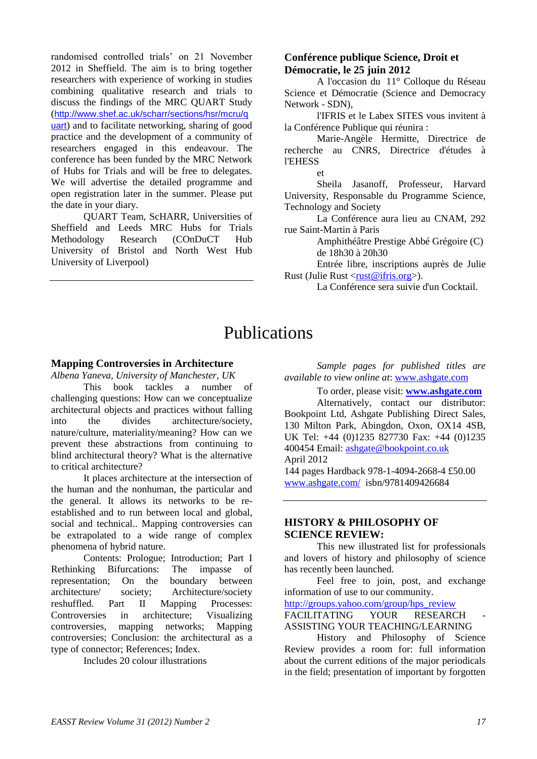randomised controlled trials' on 21 November 2012 in Sheffield. The aim is to bring together researchers with experience of working in studies combining qualitative research and trials to discuss the findings of the MRC QUART Study (http://www.shef.ac.uk/scharr/sections/hsr/mcru/quart) and to facilitate networking, sharing of good practice and the development of a community of researchers engaged in this endeavour. The conference has been funded by the MRC Network of Hubs for Trials and will be free to delegates. We will advertise the detailed programme and open registration later in the summer. Please put the date in your diary.

QUART Team, ScHARR, Universities of Sheffield and Leeds MRC Hubs for Trials Methodology Research (COnDuCT Hub University of Bristol and North West Hub University of Liverpool)

---

**Conférence publique Science, Droit et Démocratie, le 25 juin 2012**

A l'occasion du 11° Colloque du Réseau Science et Démocratie (Science and Democracy Network - SDN),

l'IFRIS et le Labex SITES vous invitent à la Conférence Publique qui réunira :

Marie-Angèle Hermitte, Directrice de recherche au CNRS, Directrice d'études à l'EHESS

et

Sheila Jasanoff, Professeur, Harvard University, Responsable du Programme Science, Technology and Society

La Conférence aura lieu au CNAM, 292 rue Saint-Martin à Paris

Amphithéâtre Prestige Abbé Grégoire (C) de 18h30 à 20h30

Entrée libre, inscriptions auprès de Julie Rust (Julie Rust <rust@ifris.org>).

La Conférence sera suivie d'un Cocktail.

# Publications

**Mapping Controversies in Architecture**

*Albena Yaneva, University of Manchester, UK*

This book tackles a number of challenging questions: How can we conceptualize architectural objects and practices without falling into the divides architecture/society, nature/culture, materiality/meaning? How can we prevent these abstractions from continuing to blind architectural theory? What is the alternative to critical architecture?

It places architecture at the intersection of the human and the nonhuman, the particular and the general. It allows its networks to be re-established and to run between local and global, social and technical.. Mapping controversies can be extrapolated to a wide range of complex phenomena of hybrid nature.

Contents: Prologue; Introduction; Part I Rethinking Bifurcations: The impasse of representation; On the boundary between architecture/ society; Architecture/society reshuffled. Part II Mapping Processes: Controversies in architecture; Visualizing controversies, mapping networks; Mapping controversies; Conclusion: the architectural as a type of connector; References; Index.

Includes 20 colour illustrations

*Sample pages for published titles are available to view online at*: www.ashgate.com

To order, please visit: **www.ashgate.com**

Alternatively, contact our distributor: Bookpoint Ltd, Ashgate Publishing Direct Sales, 130 Milton Park, Abingdon, Oxon, OX14 4SB, UK Tel: +44 (0)1235 827730 Fax: +44 (0)1235 400454 Email: ashgate@bookpoint.co.uk

April 2012

144 pages Hardback 978-1-4094-2668-4 £50.00

www.ashgate.com/ isbn/9781409426684

---

**HISTORY & PHILOSOPHY OF SCIENCE REVIEW:**

This new illustrated list for professionals and lovers of history and philosophy of science has recently been launched.

Feel free to join, post, and exchange information of use to our community.

http://groups.yahoo.com/group/hps_review

FACILITATING YOUR RESEARCH - ASSISTING YOUR TEACHING/LEARNING

History and Philosophy of Science Review provides a room for: full information about the current editions of the major periodicals in the field; presentation of important by forgotten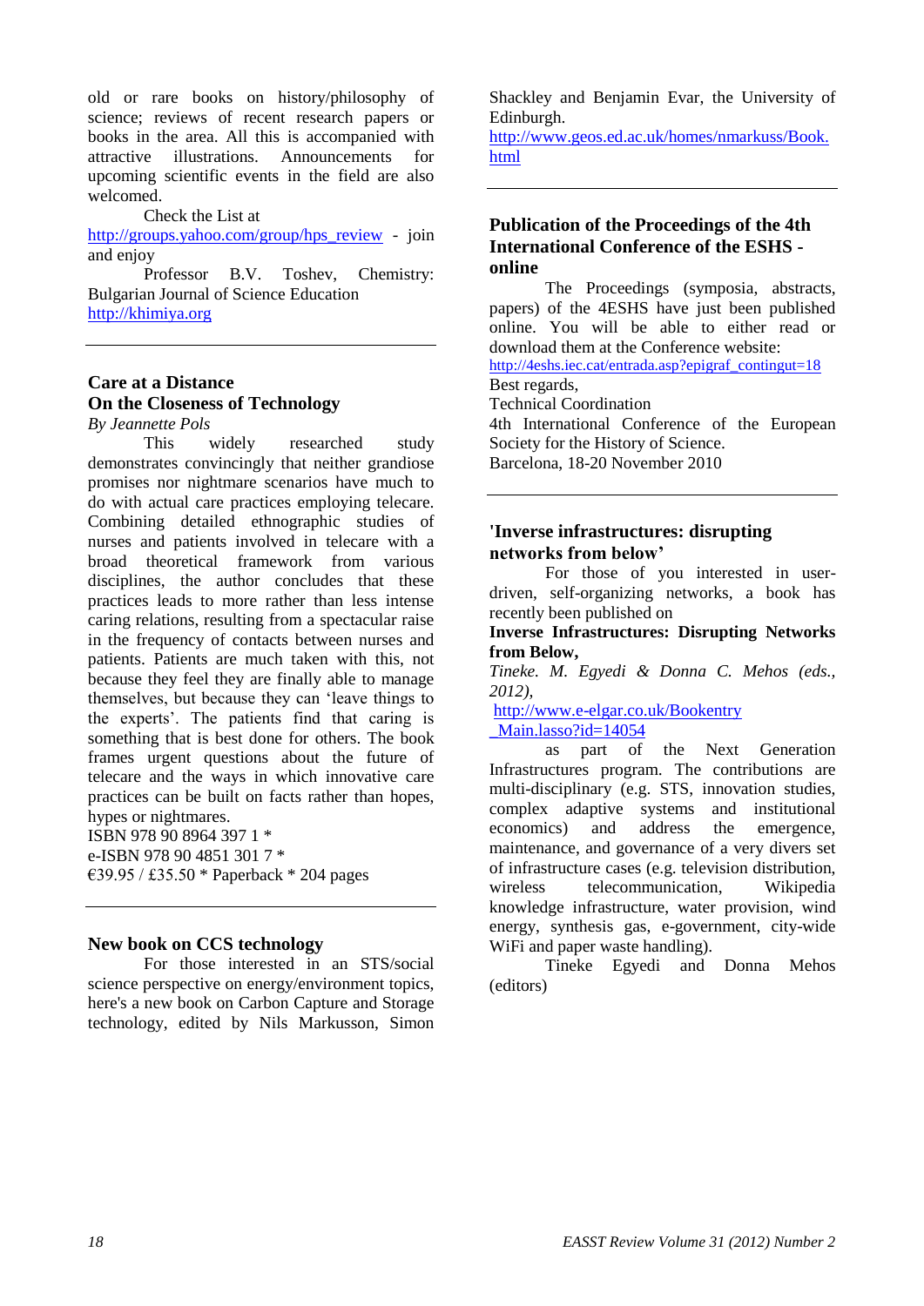old or rare books on history/philosophy of science; reviews of recent research papers or books in the area. All this is accompanied with attractive illustrations. Announcements for upcoming scientific events in the field are also welcomed.

Check the List at http://groups.yahoo.com/group/hps_review - join and enjoy

Professor B.V. Toshev, Chemistry: Bulgarian Journal of Science Education http://khimiya.org

---

### Care at a Distance
### On the Closeness of Technology

*By Jeannette Pols*

This widely researched study demonstrates convincingly that neither grandiose promises nor nightmare scenarios have much to do with actual care practices employing telecare. Combining detailed ethnographic studies of nurses and patients involved in telecare with a broad theoretical framework from various disciplines, the author concludes that these practices leads to more rather than less intense caring relations, resulting from a spectacular raise in the frequency of contacts between nurses and patients. Patients are much taken with this, not because they feel they are finally able to manage themselves, but because they can 'leave things to the experts'. The patients find that caring is something that is best done for others. The book frames urgent questions about the future of telecare and the ways in which innovative care practices can be built on facts rather than hopes, hypes or nightmares.

ISBN 978 90 8964 397 1 *
e-ISBN 978 90 4851 301 7 *
€39.95 / £35.50 * Paperback * 204 pages

---

### New book on CCS technology

For those interested in an STS/social science perspective on energy/environment topics, here's a new book on Carbon Capture and Storage technology, edited by Nils Markusson, Simon Shackley and Benjamin Evar, the University of Edinburgh.
http://www.geos.ed.ac.uk/homes/nmarkuss/Book.html

---

### Publication of the Proceedings of the 4th International Conference of the ESHS - online

The Proceedings (symposia, abstracts, papers) of the 4ESHS have just been published online. You will be able to either read or download them at the Conference website:
http://4eshs.iec.cat/entrada.asp?epigraf_contingut=18

Best regards,
Technical Coordination
4th International Conference of the European Society for the History of Science.
Barcelona, 18-20 November 2010

---

### 'Inverse infrastructures: disrupting networks from below'

For those of you interested in user-driven, self-organizing networks, a book has recently been published on

**Inverse Infrastructures: Disrupting Networks from Below,**
*Tineke. M. Egyedi & Donna C. Mehos (eds., 2012),*
http://www.e-elgar.co.uk/Bookentry_Main.lasso?id=14054
as part of the Next Generation Infrastructures program. The contributions are multi-disciplinary (e.g. STS, innovation studies, complex adaptive systems and institutional economics) and address the emergence, maintenance, and governance of a very divers set of infrastructure cases (e.g. television distribution, wireless telecommunication, Wikipedia knowledge infrastructure, water provision, wind energy, synthesis gas, e-government, city-wide WiFi and paper waste handling).

Tineke Egyedi and Donna Mehos (editors)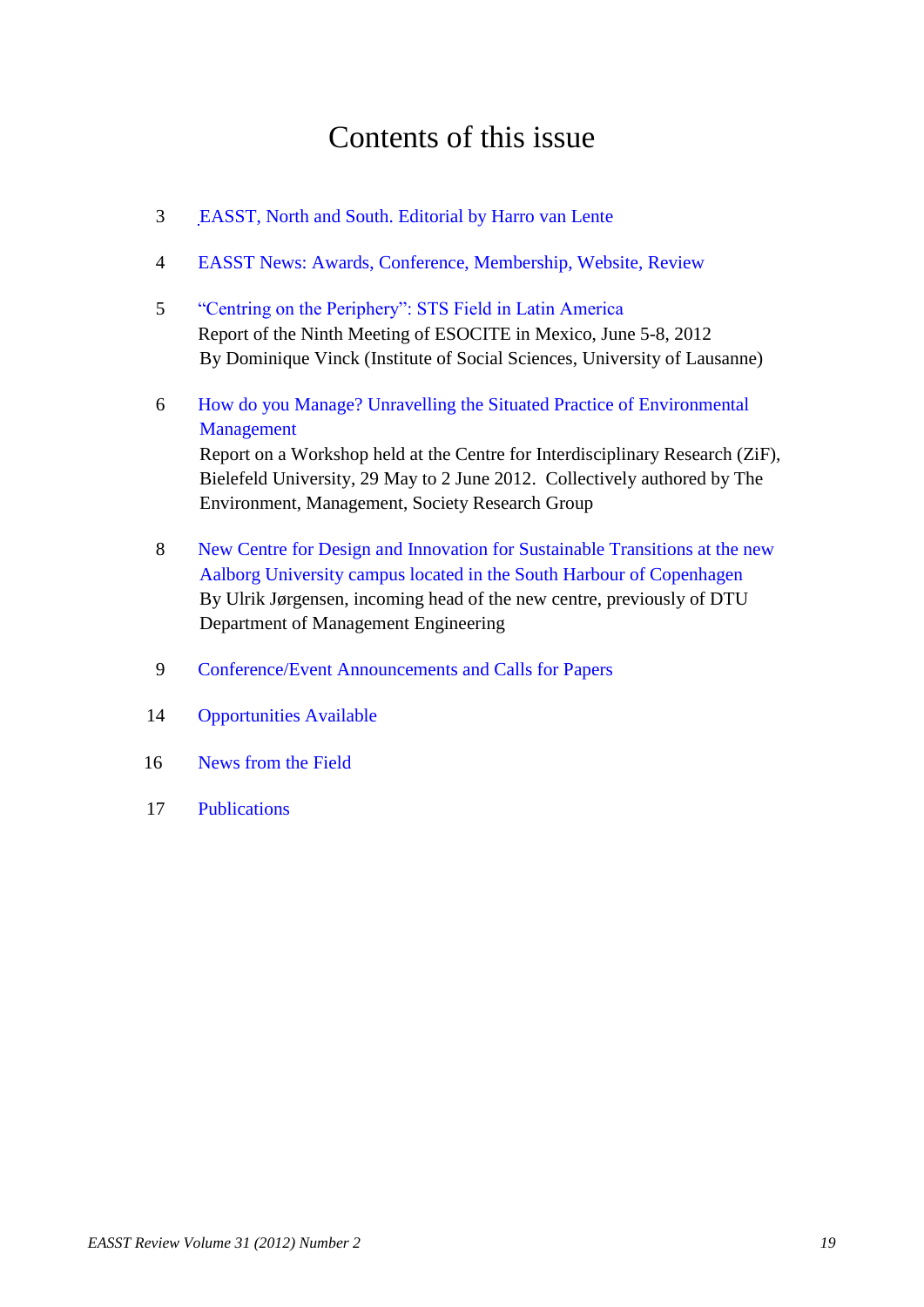# Contents of this issue

3 EASST, North and South. Editorial by Harro van Lente

4 EASST News: Awards, Conference, Membership, Website, Review

5 "Centring on the Periphery": STS Field in Latin America
Report of the Ninth Meeting of ESOCITE in Mexico, June 5-8, 2012
By Dominique Vinck (Institute of Social Sciences, University of Lausanne)

6 How do you Manage? Unravelling the Situated Practice of Environmental Management
Report on a Workshop held at the Centre for Interdisciplinary Research (ZiF), Bielefeld University, 29 May to 2 June 2012. Collectively authored by The Environment, Management, Society Research Group

8 New Centre for Design and Innovation for Sustainable Transitions at the new Aalborg University campus located in the South Harbour of Copenhagen
By Ulrik Jørgensen, incoming head of the new centre, previously of DTU Department of Management Engineering

9 Conference/Event Announcements and Calls for Papers

14 Opportunities Available

16 News from the Field

17 Publications